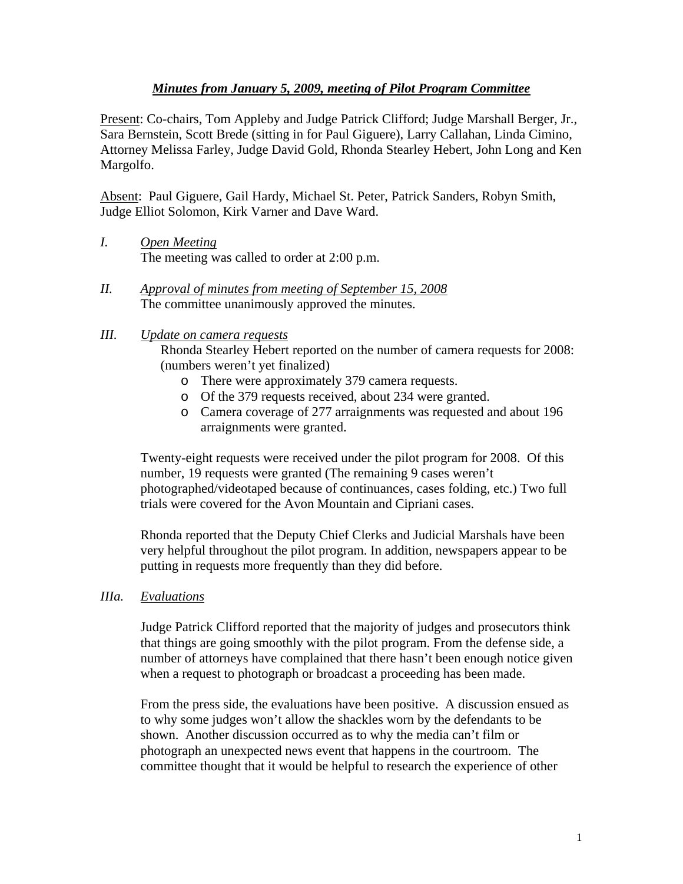## *Minutes from January 5, 2009, meeting of Pilot Program Committee*

Present: Co-chairs, Tom Appleby and Judge Patrick Clifford; Judge Marshall Berger, Jr., Sara Bernstein, Scott Brede (sitting in for Paul Giguere), Larry Callahan, Linda Cimino, Attorney Melissa Farley, Judge David Gold, Rhonda Stearley Hebert, John Long and Ken Margolfo.

Absent: Paul Giguere, Gail Hardy, Michael St. Peter, Patrick Sanders, Robyn Smith, Judge Elliot Solomon, Kirk Varner and Dave Ward.

*I.* *Open Meeting*

The meeting was called to order at 2:00 p.m.

*II.* *Approval of minutes from meeting of September 15, 2008*

The committee unanimously approved the minutes.

*III.* *Update on camera requests*

Rhonda Stearley Hebert reported on the number of camera requests for 2008: (numbers weren't yet finalized)

- There were approximately 379 camera requests.
- Of the 379 requests received, about 234 were granted.
- Camera coverage of 277 arraignments was requested and about 196 arraignments were granted.

Twenty-eight requests were received under the pilot program for 2008. Of this number, 19 requests were granted (The remaining 9 cases weren't photographed/videotaped because of continuances, cases folding, etc.) Two full trials were covered for the Avon Mountain and Cipriani cases.

Rhonda reported that the Deputy Chief Clerks and Judicial Marshals have been very helpful throughout the pilot program. In addition, newspapers appear to be putting in requests more frequently than they did before.

*IIIa.* *Evaluations*

Judge Patrick Clifford reported that the majority of judges and prosecutors think that things are going smoothly with the pilot program. From the defense side, a number of attorneys have complained that there hasn't been enough notice given when a request to photograph or broadcast a proceeding has been made.

From the press side, the evaluations have been positive. A discussion ensued as to why some judges won't allow the shackles worn by the defendants to be shown. Another discussion occurred as to why the media can't film or photograph an unexpected news event that happens in the courtroom. The committee thought that it would be helpful to research the experience of other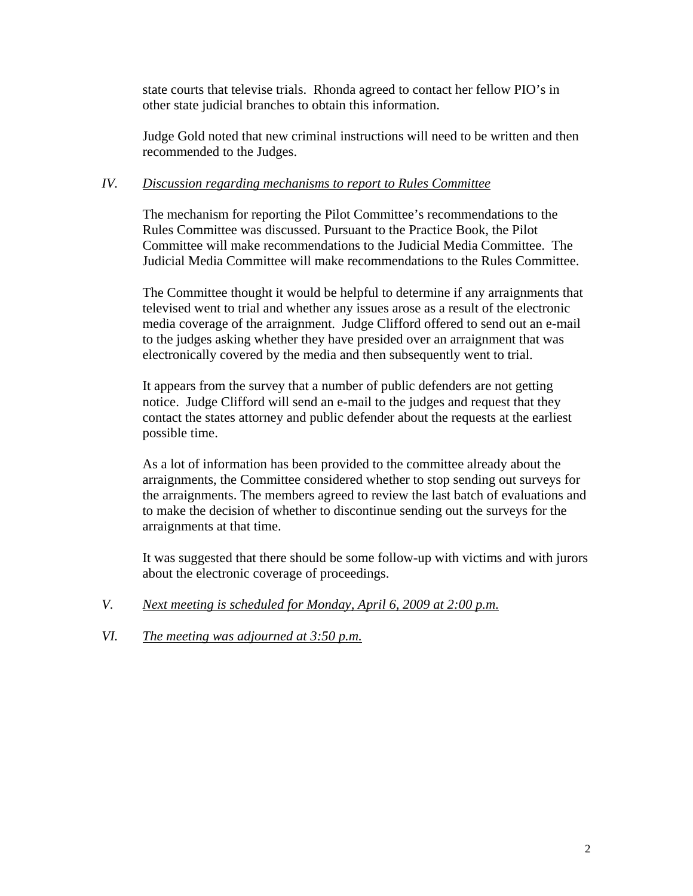state courts that televise trials. Rhonda agreed to contact her fellow PIO's in other state judicial branches to obtain this information.

Judge Gold noted that new criminal instructions will need to be written and then recommended to the Judges.

*IV.* *Discussion regarding mechanisms to report to Rules Committee*

The mechanism for reporting the Pilot Committee's recommendations to the Rules Committee was discussed. Pursuant to the Practice Book, the Pilot Committee will make recommendations to the Judicial Media Committee. The Judicial Media Committee will make recommendations to the Rules Committee.

The Committee thought it would be helpful to determine if any arraignments that televised went to trial and whether any issues arose as a result of the electronic media coverage of the arraignment. Judge Clifford offered to send out an e-mail to the judges asking whether they have presided over an arraignment that was electronically covered by the media and then subsequently went to trial.

It appears from the survey that a number of public defenders are not getting notice. Judge Clifford will send an e-mail to the judges and request that they contact the states attorney and public defender about the requests at the earliest possible time.

As a lot of information has been provided to the committee already about the arraignments, the Committee considered whether to stop sending out surveys for the arraignments. The members agreed to review the last batch of evaluations and to make the decision of whether to discontinue sending out the surveys for the arraignments at that time.

It was suggested that there should be some follow-up with victims and with jurors about the electronic coverage of proceedings.

*V.* *Next meeting is scheduled for Monday, April 6, 2009 at 2:00 p.m.*

*VI.* *The meeting was adjourned at 3:50 p.m.*